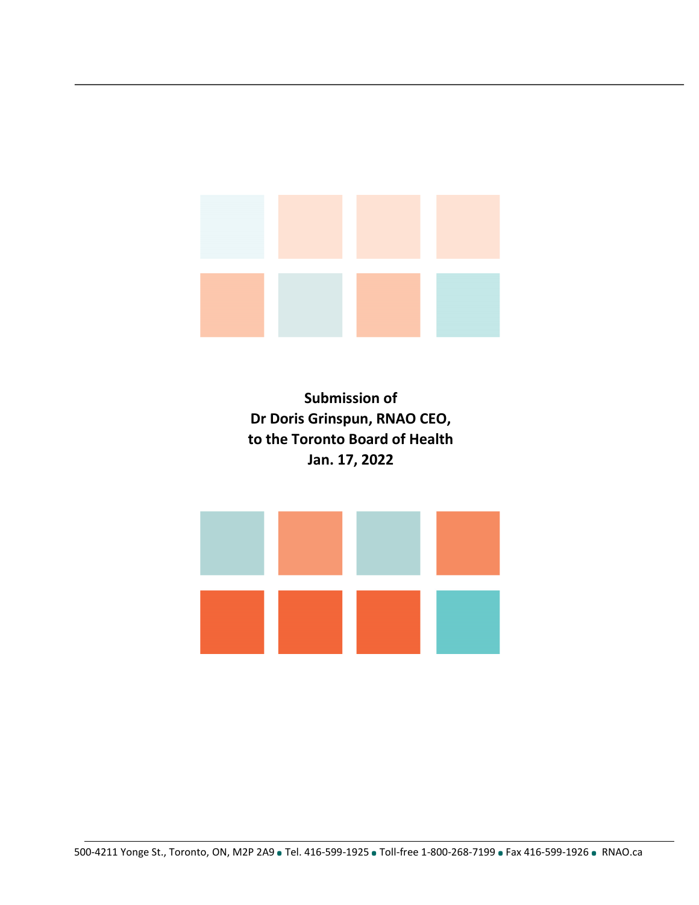**Submission of**
**Dr Doris Grinspun, RNAO CEO,**
**to the Toronto Board of Health**
**Jan. 17, 2022**

500-4211 Yonge St., Toronto, ON, M2P 2A9 • Tel. 416-599-1925 • Toll-free 1-800-268-7199 • Fax 416-599-1926 • RNAO.ca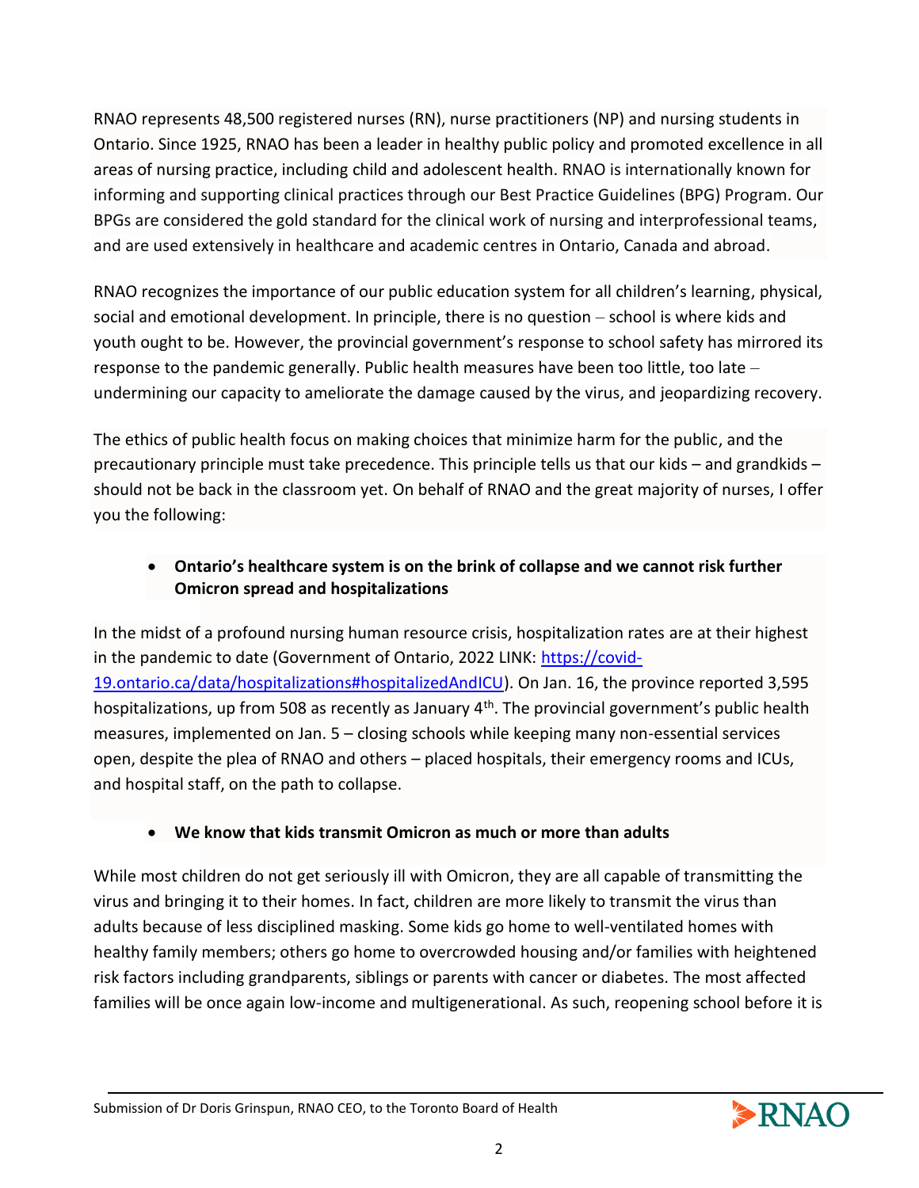RNAO represents 48,500 registered nurses (RN), nurse practitioners (NP) and nursing students in Ontario. Since 1925, RNAO has been a leader in healthy public policy and promoted excellence in all areas of nursing practice, including child and adolescent health. RNAO is internationally known for informing and supporting clinical practices through our Best Practice Guidelines (BPG) Program. Our BPGs are considered the gold standard for the clinical work of nursing and interprofessional teams, and are used extensively in healthcare and academic centres in Ontario, Canada and abroad.

RNAO recognizes the importance of our public education system for all children's learning, physical, social and emotional development. In principle, there is no question – school is where kids and youth ought to be. However, the provincial government's response to school safety has mirrored its response to the pandemic generally. Public health measures have been too little, too late – undermining our capacity to ameliorate the damage caused by the virus, and jeopardizing recovery.

The ethics of public health focus on making choices that minimize harm for the public, and the precautionary principle must take precedence. This principle tells us that our kids – and grandkids – should not be back in the classroom yet. On behalf of RNAO and the great majority of nurses, I offer you the following:

- **Ontario's healthcare system is on the brink of collapse and we cannot risk further Omicron spread and hospitalizations**

In the midst of a profound nursing human resource crisis, hospitalization rates are at their highest in the pandemic to date (Government of Ontario, 2022 LINK: [https://covid-19.ontario.ca/data/hospitalizations#hospitalizedAndICU](https://covid-19.ontario.ca/data/hospitalizations#hospitalizedAndICU)). On Jan. 16, the province reported 3,595 hospitalizations, up from 508 as recently as January 4th. The provincial government's public health measures, implemented on Jan. 5 – closing schools while keeping many non-essential services open, despite the plea of RNAO and others – placed hospitals, their emergency rooms and ICUs, and hospital staff, on the path to collapse.

- **We know that kids transmit Omicron as much or more than adults**

While most children do not get seriously ill with Omicron, they are all capable of transmitting the virus and bringing it to their homes. In fact, children are more likely to transmit the virus than adults because of less disciplined masking. Some kids go home to well-ventilated homes with healthy family members; others go home to overcrowded housing and/or families with heightened risk factors including grandparents, siblings or parents with cancer or diabetes. The most affected families will be once again low-income and multigenerational. As such, reopening school before it is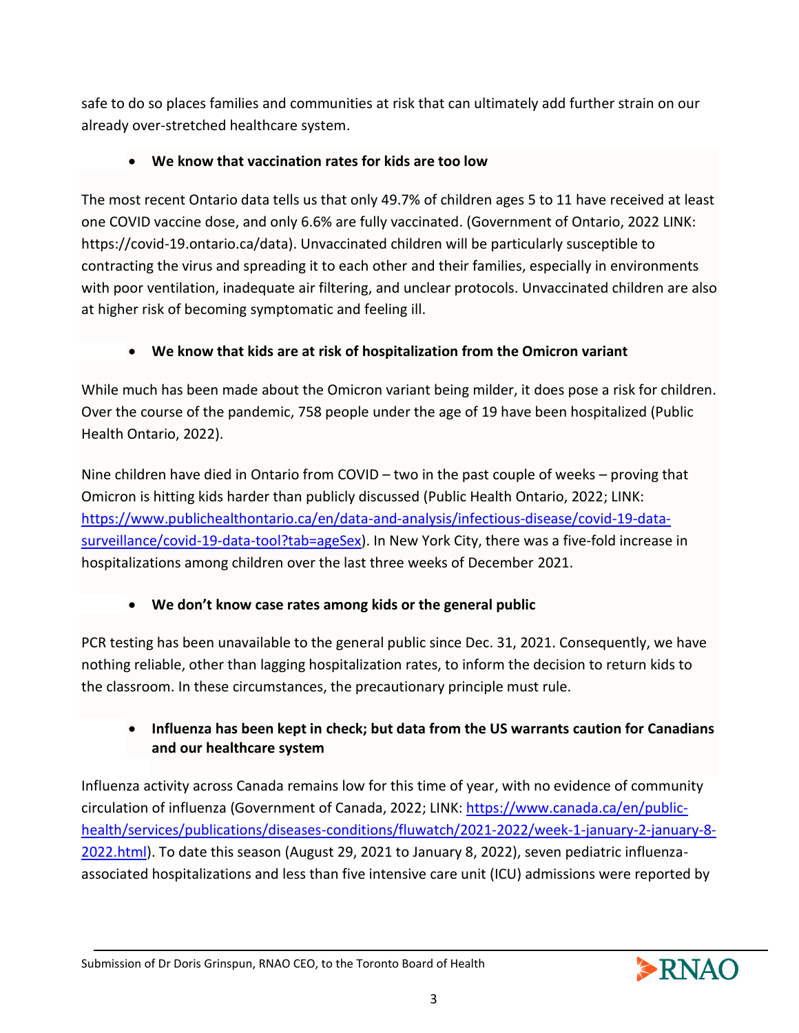safe to do so places families and communities at risk that can ultimately add further strain on our already over-stretched healthcare system.

- **We know that vaccination rates for kids are too low**

The most recent Ontario data tells us that only 49.7% of children ages 5 to 11 have received at least one COVID vaccine dose, and only 6.6% are fully vaccinated. (Government of Ontario, 2022 LINK: https://covid-19.ontario.ca/data). Unvaccinated children will be particularly susceptible to contracting the virus and spreading it to each other and their families, especially in environments with poor ventilation, inadequate air filtering, and unclear protocols. Unvaccinated children are also at higher risk of becoming symptomatic and feeling ill.

- **We know that kids are at risk of hospitalization from the Omicron variant**

While much has been made about the Omicron variant being milder, it does pose a risk for children. Over the course of the pandemic, 758 people under the age of 19 have been hospitalized (Public Health Ontario, 2022).

Nine children have died in Ontario from COVID – two in the past couple of weeks – proving that Omicron is hitting kids harder than publicly discussed (Public Health Ontario, 2022; LINK: [https://www.publichealthontario.ca/en/data-and-analysis/infectious-disease/covid-19-data-surveillance/covid-19-data-tool?tab=ageSex](https://www.publichealthontario.ca/en/data-and-analysis/infectious-disease/covid-19-data-surveillance/covid-19-data-tool?tab=ageSex)). In New York City, there was a five-fold increase in hospitalizations among children over the last three weeks of December 2021.

- **We don't know case rates among kids or the general public**

PCR testing has been unavailable to the general public since Dec. 31, 2021. Consequently, we have nothing reliable, other than lagging hospitalization rates, to inform the decision to return kids to the classroom. In these circumstances, the precautionary principle must rule.

- **Influenza has been kept in check; but data from the US warrants caution for Canadians and our healthcare system**

Influenza activity across Canada remains low for this time of year, with no evidence of community circulation of influenza (Government of Canada, 2022; LINK: [https://www.canada.ca/en/public-health/services/publications/diseases-conditions/fluwatch/2021-2022/week-1-january-2-january-8-2022.html](https://www.canada.ca/en/public-health/services/publications/diseases-conditions/fluwatch/2021-2022/week-1-january-2-january-8-2022.html)). To date this season (August 29, 2021 to January 8, 2022), seven pediatric influenza-associated hospitalizations and less than five intensive care unit (ICU) admissions were reported by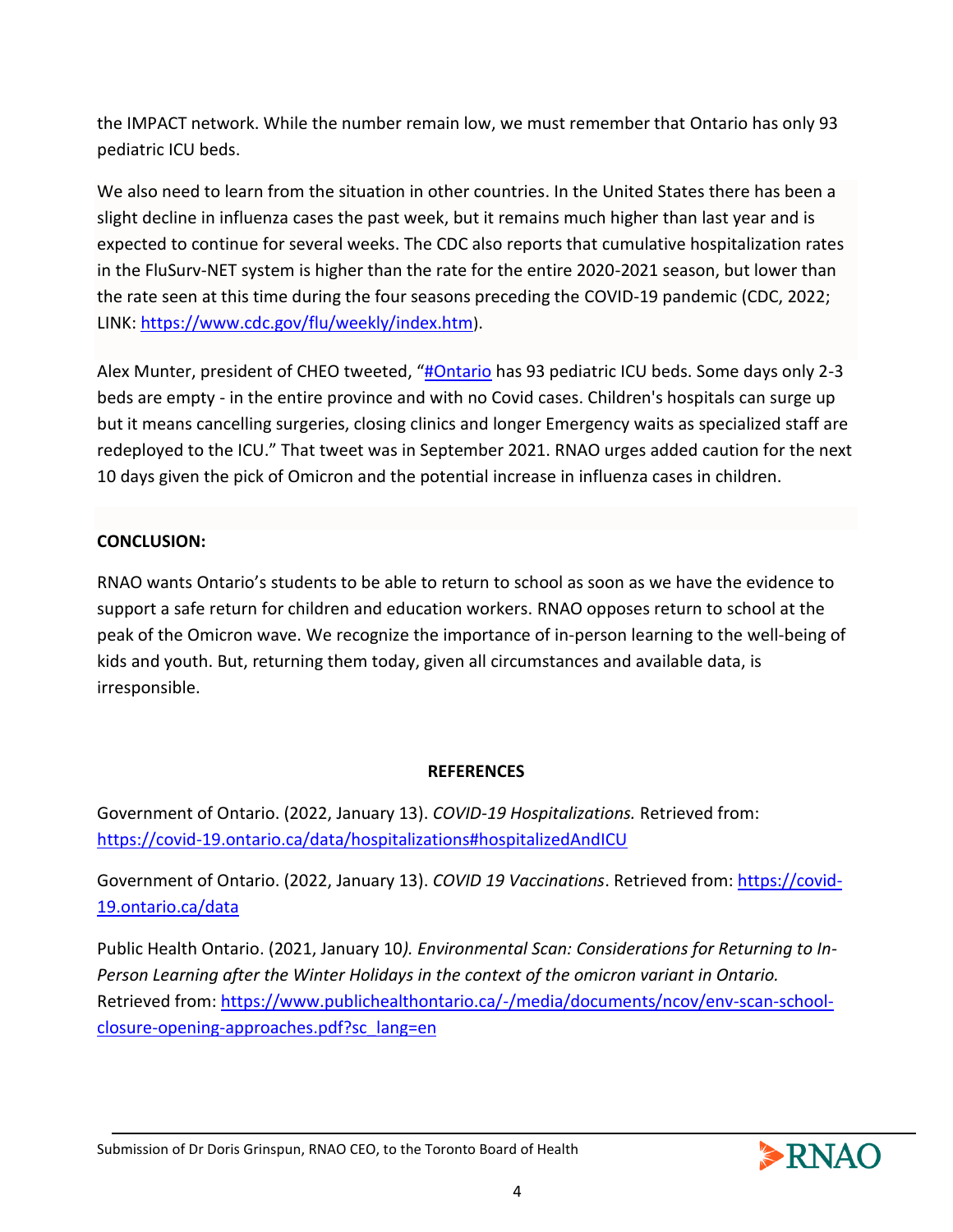the IMPACT network. While the number remain low, we must remember that Ontario has only 93 pediatric ICU beds.

We also need to learn from the situation in other countries. In the United States there has been a slight decline in influenza cases the past week, but it remains much higher than last year and is expected to continue for several weeks. The CDC also reports that cumulative hospitalization rates in the FluSurv-NET system is higher than the rate for the entire 2020-2021 season, but lower than the rate seen at this time during the four seasons preceding the COVID-19 pandemic (CDC, 2022; LINK: [https://www.cdc.gov/flu/weekly/index.htm](https://www.cdc.gov/flu/weekly/index.htm)).

Alex Munter, president of CHEO tweeted, "#Ontario has 93 pediatric ICU beds. Some days only 2-3 beds are empty - in the entire province and with no Covid cases. Children's hospitals can surge up but it means cancelling surgeries, closing clinics and longer Emergency waits as specialized staff are redeployed to the ICU." That tweet was in September 2021. RNAO urges added caution for the next 10 days given the pick of Omicron and the potential increase in influenza cases in children.

**CONCLUSION:**

RNAO wants Ontario's students to be able to return to school as soon as we have the evidence to support a safe return for children and education workers. RNAO opposes return to school at the peak of the Omicron wave. We recognize the importance of in-person learning to the well-being of kids and youth. But, returning them today, given all circumstances and available data, is irresponsible.

## REFERENCES

Government of Ontario. (2022, January 13). *COVID-19 Hospitalizations.* Retrieved from: [https://covid-19.ontario.ca/data/hospitalizations#hospitalizedAndICU](https://covid-19.ontario.ca/data/hospitalizations#hospitalizedAndICU)

Government of Ontario. (2022, January 13). *COVID 19 Vaccinations*. Retrieved from: [https://covid-19.ontario.ca/data](https://covid-19.ontario.ca/data)

Public Health Ontario. (2021, January 10*). Environmental Scan: Considerations for Returning to In-Person Learning after the Winter Holidays in the context of the omicron variant in Ontario.* Retrieved from: [https://www.publichealthontario.ca/-/media/documents/ncov/env-scan-school-closure-opening-approaches.pdf?sc_lang=en](https://www.publichealthontario.ca/-/media/documents/ncov/env-scan-school-closure-opening-approaches.pdf?sc_lang=en)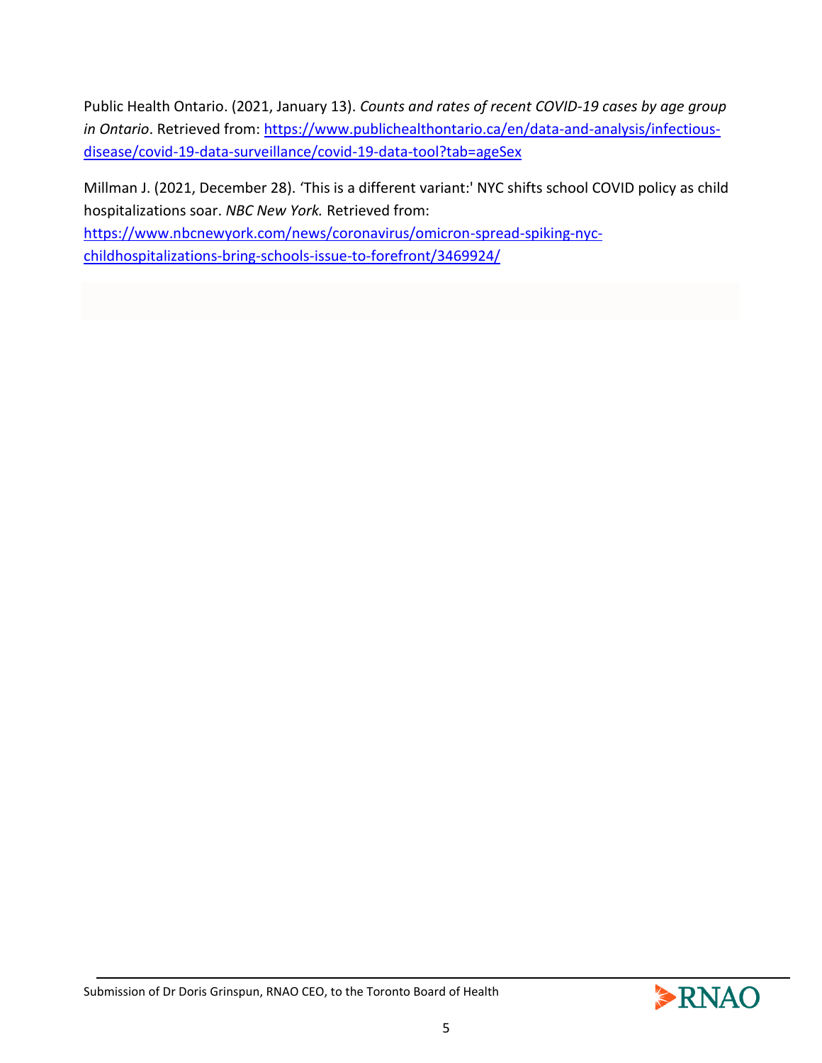Public Health Ontario. (2021, January 13). *Counts and rates of recent COVID-19 cases by age group in Ontario*. Retrieved from: https://www.publichealthontario.ca/en/data-and-analysis/infectious-disease/covid-19-data-surveillance/covid-19-data-tool?tab=ageSex

Millman J. (2021, December 28). 'This is a different variant:' NYC shifts school COVID policy as child hospitalizations soar. *NBC New York.* Retrieved from: https://www.nbcnewyork.com/news/coronavirus/omicron-spread-spiking-nyc-childhospitalizations-bring-schools-issue-to-forefront/3469924/